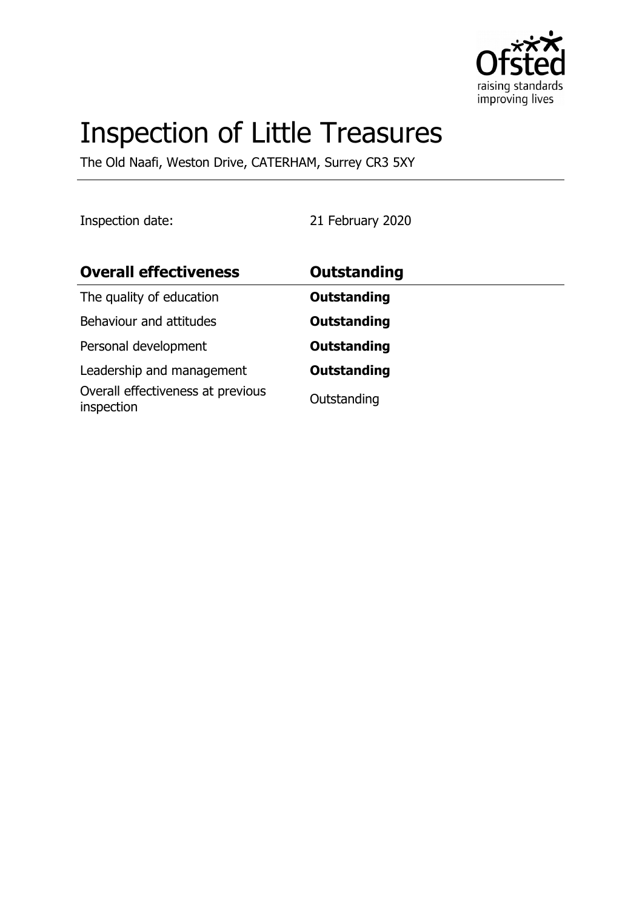# Inspection of Little Treasures

The Old Naafi, Weston Drive, CATERHAM, Surrey CR3 5XY

Inspection date: 21 February 2020

| **Overall effectiveness** | **Outstanding** |
| --- | --- |
| The quality of education | **Outstanding** |
| Behaviour and attitudes | **Outstanding** |
| Personal development | **Outstanding** |
| Leadership and management | **Outstanding** |
| Overall effectiveness at previous inspection | Outstanding |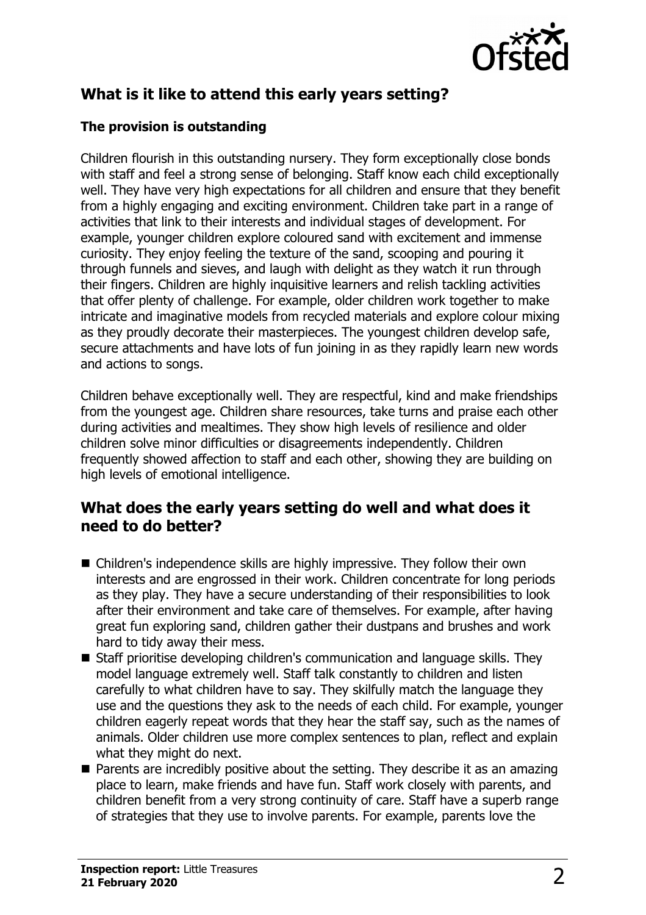## What is it like to attend this early years setting?

### The provision is outstanding

Children flourish in this outstanding nursery. They form exceptionally close bonds with staff and feel a strong sense of belonging. Staff know each child exceptionally well. They have very high expectations for all children and ensure that they benefit from a highly engaging and exciting environment. Children take part in a range of activities that link to their interests and individual stages of development. For example, younger children explore coloured sand with excitement and immense curiosity. They enjoy feeling the texture of the sand, scooping and pouring it through funnels and sieves, and laugh with delight as they watch it run through their fingers. Children are highly inquisitive learners and relish tackling activities that offer plenty of challenge. For example, older children work together to make intricate and imaginative models from recycled materials and explore colour mixing as they proudly decorate their masterpieces. The youngest children develop safe, secure attachments and have lots of fun joining in as they rapidly learn new words and actions to songs.

Children behave exceptionally well. They are respectful, kind and make friendships from the youngest age. Children share resources, take turns and praise each other during activities and mealtimes. They show high levels of resilience and older children solve minor difficulties or disagreements independently. Children frequently showed affection to staff and each other, showing they are building on high levels of emotional intelligence.

## What does the early years setting do well and what does it need to do better?

- Children's independence skills are highly impressive. They follow their own interests and are engrossed in their work. Children concentrate for long periods as they play. They have a secure understanding of their responsibilities to look after their environment and take care of themselves. For example, after having great fun exploring sand, children gather their dustpans and brushes and work hard to tidy away their mess.
- Staff prioritise developing children's communication and language skills. They model language extremely well. Staff talk constantly to children and listen carefully to what children have to say. They skilfully match the language they use and the questions they ask to the needs of each child. For example, younger children eagerly repeat words that they hear the staff say, such as the names of animals. Older children use more complex sentences to plan, reflect and explain what they might do next.
- Parents are incredibly positive about the setting. They describe it as an amazing place to learn, make friends and have fun. Staff work closely with parents, and children benefit from a very strong continuity of care. Staff have a superb range of strategies that they use to involve parents. For example, parents love the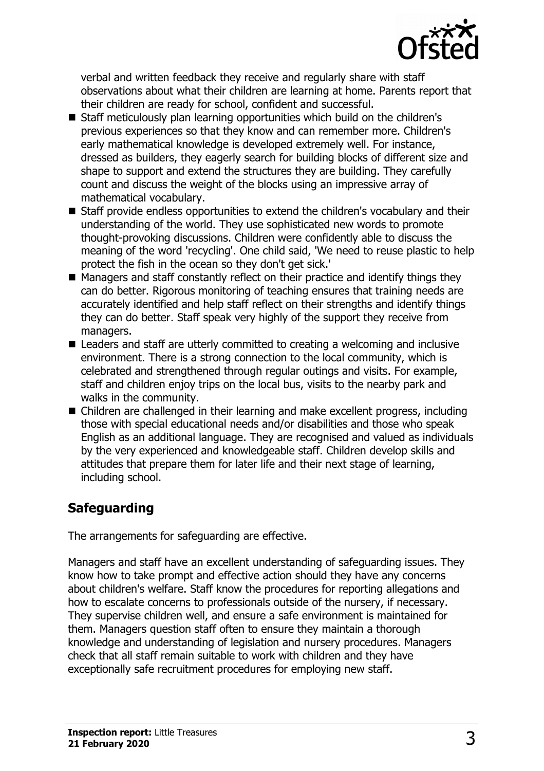verbal and written feedback they receive and regularly share with staff observations about what their children are learning at home. Parents report that their children are ready for school, confident and successful.

- Staff meticulously plan learning opportunities which build on the children's previous experiences so that they know and can remember more. Children's early mathematical knowledge is developed extremely well. For instance, dressed as builders, they eagerly search for building blocks of different size and shape to support and extend the structures they are building. They carefully count and discuss the weight of the blocks using an impressive array of mathematical vocabulary.
- Staff provide endless opportunities to extend the children's vocabulary and their understanding of the world. They use sophisticated new words to promote thought-provoking discussions. Children were confidently able to discuss the meaning of the word 'recycling'. One child said, 'We need to reuse plastic to help protect the fish in the ocean so they don't get sick.'
- Managers and staff constantly reflect on their practice and identify things they can do better. Rigorous monitoring of teaching ensures that training needs are accurately identified and help staff reflect on their strengths and identify things they can do better. Staff speak very highly of the support they receive from managers.
- Leaders and staff are utterly committed to creating a welcoming and inclusive environment. There is a strong connection to the local community, which is celebrated and strengthened through regular outings and visits. For example, staff and children enjoy trips on the local bus, visits to the nearby park and walks in the community.
- Children are challenged in their learning and make excellent progress, including those with special educational needs and/or disabilities and those who speak English as an additional language. They are recognised and valued as individuals by the very experienced and knowledgeable staff. Children develop skills and attitudes that prepare them for later life and their next stage of learning, including school.

## Safeguarding

The arrangements for safeguarding are effective.

Managers and staff have an excellent understanding of safeguarding issues. They know how to take prompt and effective action should they have any concerns about children's welfare. Staff know the procedures for reporting allegations and how to escalate concerns to professionals outside of the nursery, if necessary. They supervise children well, and ensure a safe environment is maintained for them. Managers question staff often to ensure they maintain a thorough knowledge and understanding of legislation and nursery procedures. Managers check that all staff remain suitable to work with children and they have exceptionally safe recruitment procedures for employing new staff.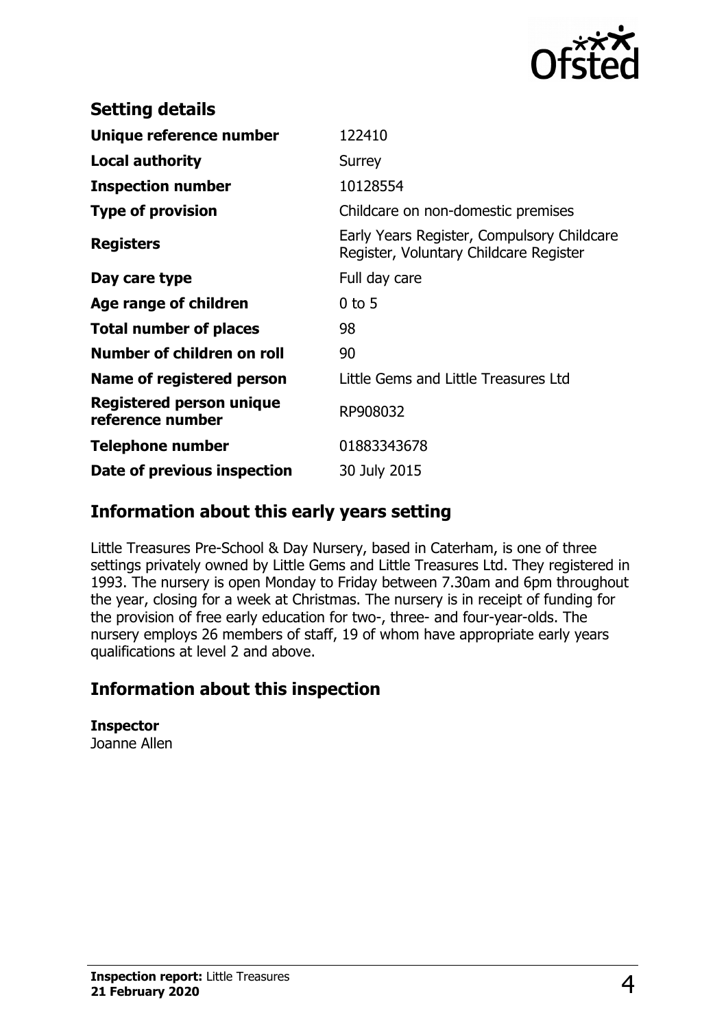## Setting details

| | |
|---|---|
| **Unique reference number** | 122410 |
| **Local authority** | Surrey |
| **Inspection number** | 10128554 |
| **Type of provision** | Childcare on non-domestic premises |
| **Registers** | Early Years Register, Compulsory Childcare Register, Voluntary Childcare Register |
| **Day care type** | Full day care |
| **Age range of children** | 0 to 5 |
| **Total number of places** | 98 |
| **Number of children on roll** | 90 |
| **Name of registered person** | Little Gems and Little Treasures Ltd |
| **Registered person unique reference number** | RP908032 |
| **Telephone number** | 01883343678 |
| **Date of previous inspection** | 30 July 2015 |

## Information about this early years setting

Little Treasures Pre-School & Day Nursery, based in Caterham, is one of three settings privately owned by Little Gems and Little Treasures Ltd. They registered in 1993. The nursery is open Monday to Friday between 7.30am and 6pm throughout the year, closing for a week at Christmas. The nursery is in receipt of funding for the provision of free early education for two-, three- and four-year-olds. The nursery employs 26 members of staff, 19 of whom have appropriate early years qualifications at level 2 and above.

## Information about this inspection

**Inspector**
Joanne Allen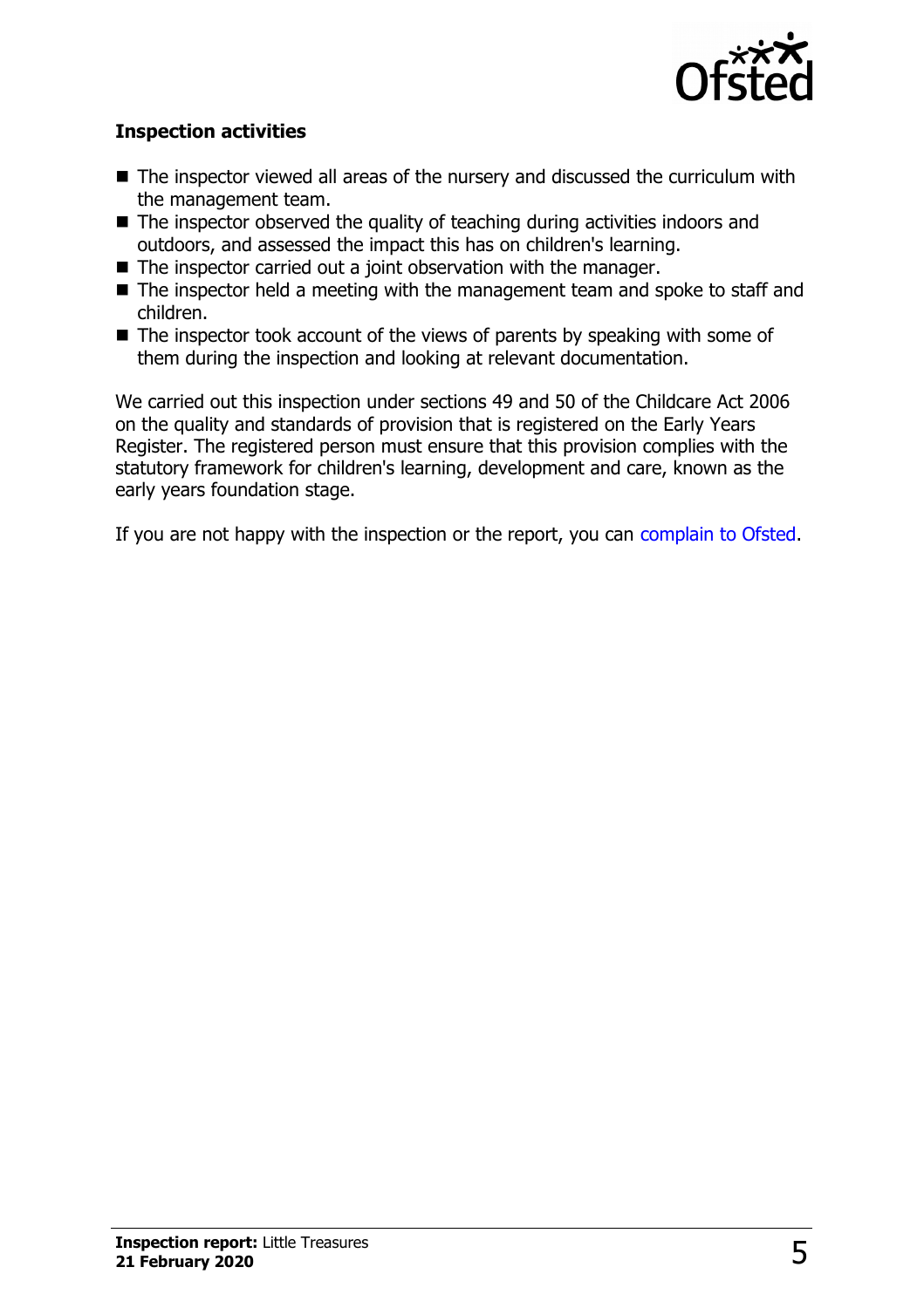### Inspection activities

- The inspector viewed all areas of the nursery and discussed the curriculum with the management team.
- The inspector observed the quality of teaching during activities indoors and outdoors, and assessed the impact this has on children's learning.
- The inspector carried out a joint observation with the manager.
- The inspector held a meeting with the management team and spoke to staff and children.
- The inspector took account of the views of parents by speaking with some of them during the inspection and looking at relevant documentation.

We carried out this inspection under sections 49 and 50 of the Childcare Act 2006 on the quality and standards of provision that is registered on the Early Years Register. The registered person must ensure that this provision complies with the statutory framework for children's learning, development and care, known as the early years foundation stage.

If you are not happy with the inspection or the report, you can complain to Ofsted.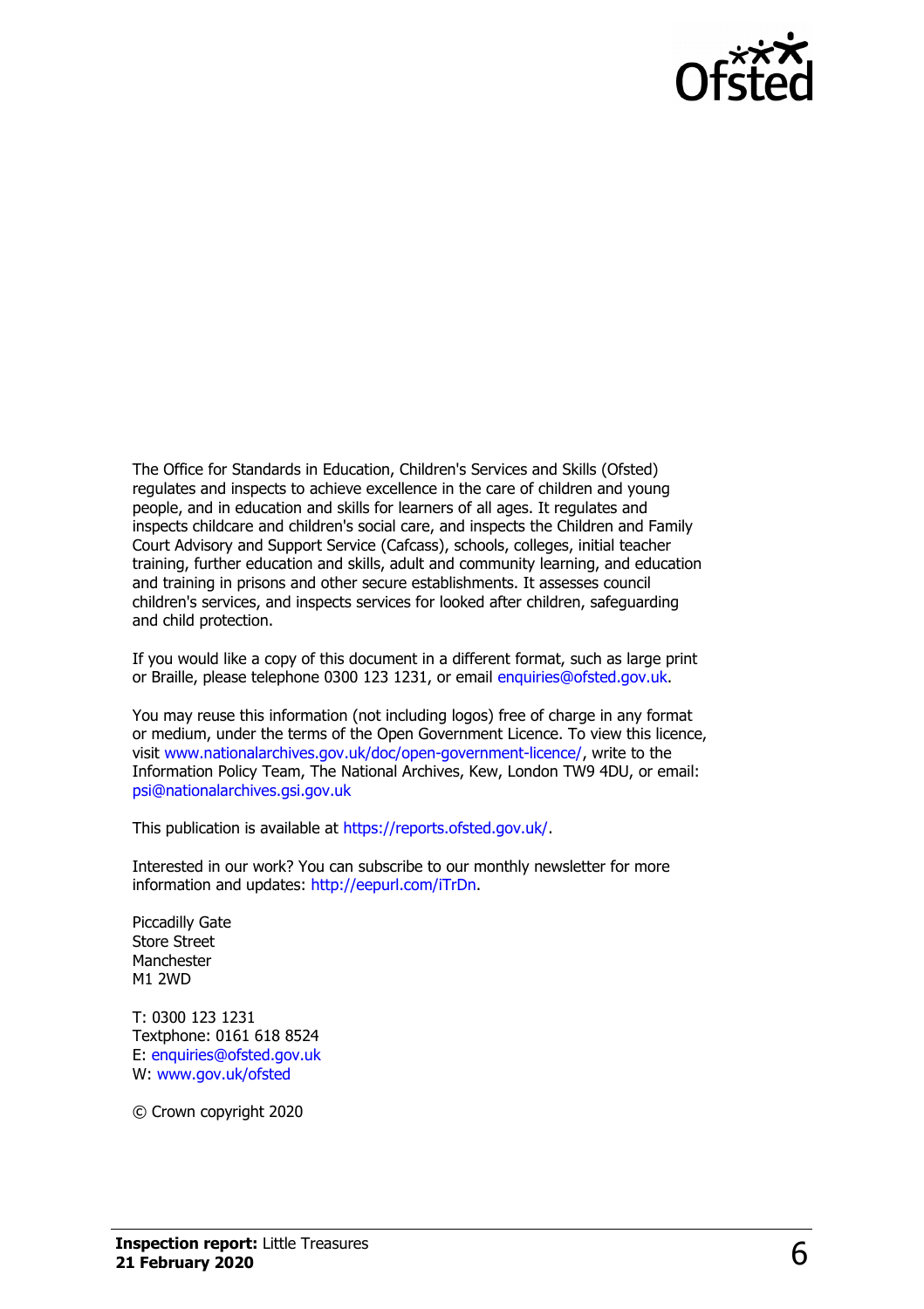The Office for Standards in Education, Children's Services and Skills (Ofsted) regulates and inspects to achieve excellence in the care of children and young people, and in education and skills for learners of all ages. It regulates and inspects childcare and children's social care, and inspects the Children and Family Court Advisory and Support Service (Cafcass), schools, colleges, initial teacher training, further education and skills, adult and community learning, and education and training in prisons and other secure establishments. It assesses council children's services, and inspects services for looked after children, safeguarding and child protection.

If you would like a copy of this document in a different format, such as large print or Braille, please telephone 0300 123 1231, or email enquiries@ofsted.gov.uk.

You may reuse this information (not including logos) free of charge in any format or medium, under the terms of the Open Government Licence. To view this licence, visit www.nationalarchives.gov.uk/doc/open-government-licence/, write to the Information Policy Team, The National Archives, Kew, London TW9 4DU, or email: psi@nationalarchives.gsi.gov.uk

This publication is available at https://reports.ofsted.gov.uk/.

Interested in our work? You can subscribe to our monthly newsletter for more information and updates: http://eepurl.com/iTrDn.

Piccadilly Gate
Store Street
Manchester
M1 2WD

T: 0300 123 1231
Textphone: 0161 618 8524
E: enquiries@ofsted.gov.uk
W: www.gov.uk/ofsted

© Crown copyright 2020